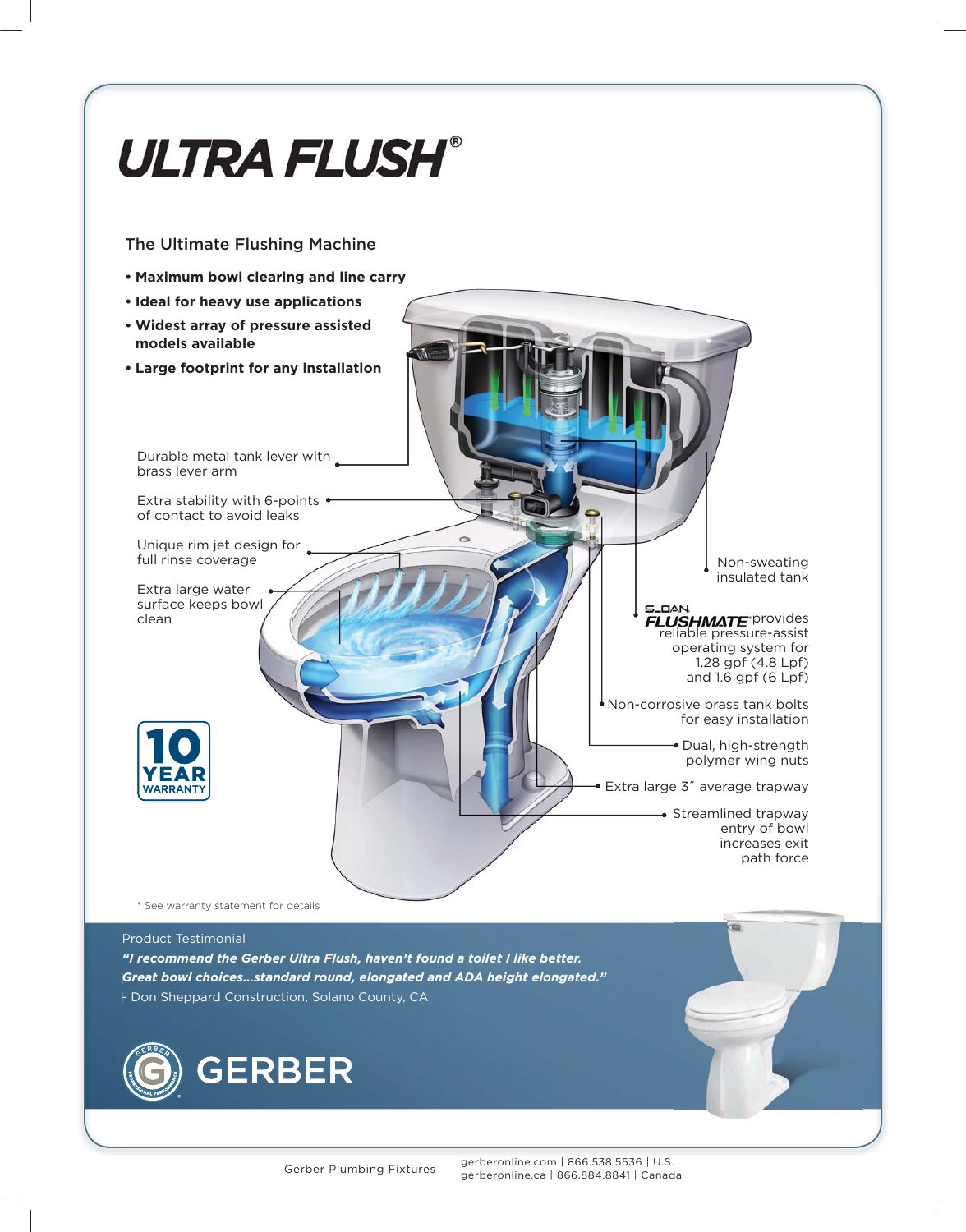# ULTRA FLUSH®

## The Ultimate Flushing Machine

- **Maximum bowl clearing and line carry**
- **Ideal for heavy use applications**
- **Widest array of pressure assisted models available**
- **Large footprint for any installation**

Durable metal tank lever with brass lever arm

Extra stability with 6-points of contact to avoid leaks

Unique rim jet design for full rinse coverage

Extra large water surface keeps bowl clean

Non-sweating insulated tank

SLOAN FLUSHMATE® provides reliable pressure-assist operating system for 1.28 gpf (4.8 Lpf) and 1.6 gpf (6 Lpf)

Non-corrosive brass tank bolts for easy installation

Dual, high-strength polymer wing nuts

Extra large 3˝ average trapway

Streamlined trapway entry of bowl increases exit path force

10 YEAR WARRANTY

* See warranty statement for details

Product Testimonial

***"I recommend the Gerber Ultra Flush, haven't found a toilet I like better. Great bowl choices...standard round, elongated and ADA height elongated."***

- Don Sheppard Construction, Solano County, CA

GERBER

Gerber Plumbing Fixtures

gerberonline.com | 866.538.5536 | U.S.
gerberonline.ca | 866.884.8841 | Canada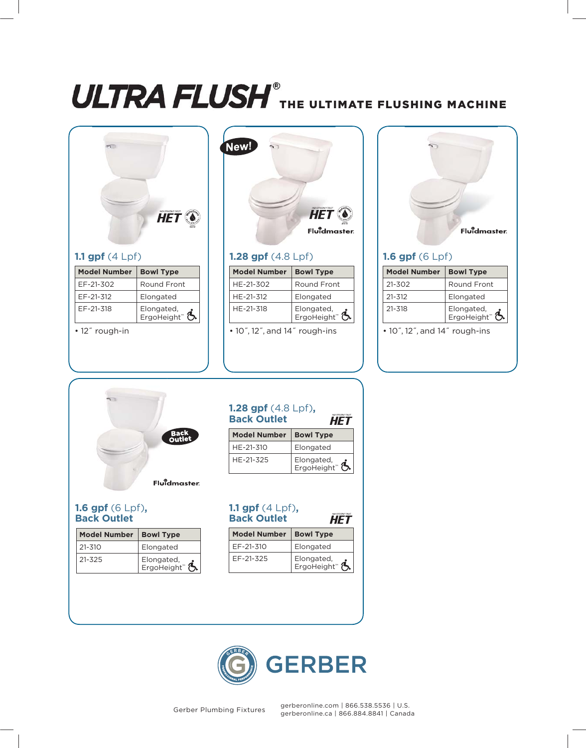# ULTRA FLUSH® THE ULTIMATE FLUSHING MACHINE

New!

HET

Fluidmaster.

### 1.1 gpf (4 Lpf)

| Model Number | Bowl Type |
| --- | --- |
| EF-21-302 | Round Front |
| EF-21-312 | Elongated |
| EF-21-318 | Elongated, ErgoHeight™ |

- 12″ rough-in

### 1.28 gpf (4.8 Lpf)

| Model Number | Bowl Type |
| --- | --- |
| HE-21-302 | Round Front |
| HE-21-312 | Elongated |
| HE-21-318 | Elongated, ErgoHeight™ |

- 10″, 12″, and 14″ rough-ins

### 1.6 gpf (6 Lpf)

| Model Number | Bowl Type |
| --- | --- |
| 21-302 | Round Front |
| 21-312 | Elongated |
| 21-318 | Elongated, ErgoHeight™ |

- 10″, 12″, and 14″ rough-ins

Back Outlet

### 1.28 gpf (4.8 Lpf), Back Outlet

HET

| Model Number | Bowl Type |
| --- | --- |
| HE-21-310 | Elongated |
| HE-21-325 | Elongated, ErgoHeight™ |

### 1.6 gpf (6 Lpf), Back Outlet

| Model Number | Bowl Type |
| --- | --- |
| 21-310 | Elongated |
| 21-325 | Elongated, ErgoHeight™ |

### 1.1 gpf (4 Lpf), Back Outlet

HET

| Model Number | Bowl Type |
| --- | --- |
| EF-21-310 | Elongated |
| EF-21-325 | Elongated, ErgoHeight™ |

GERBER

Gerber Plumbing Fixtures

gerberonline.com | 866.538.5536 | U.S.
gerberonline.ca | 866.884.8841 | Canada